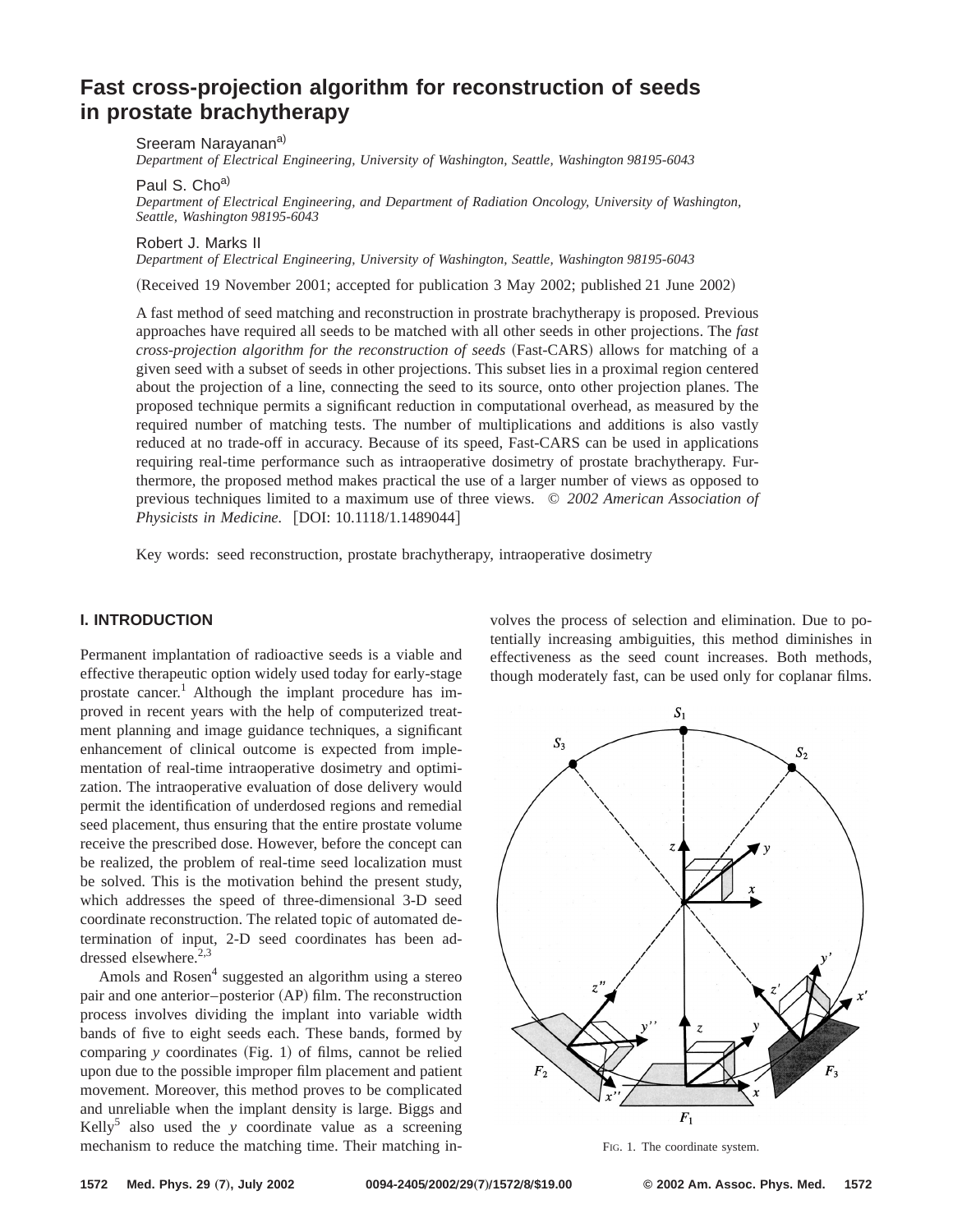# Fast cross-projection algorithm for reconstruction of seeds in prostate brachytherapy

Sreeram Narayanan[a)]
*Department of Electrical Engineering, University of Washington, Seattle, Washington 98195-6043*

Paul S. Cho[a)]
*Department of Electrical Engineering, and Department of Radiation Oncology, University of Washington, Seattle, Washington 98195-6043*

Robert J. Marks II
*Department of Electrical Engineering, University of Washington, Seattle, Washington 98195-6043*

(Received 19 November 2001; accepted for publication 3 May 2002; published 21 June 2002)

A fast method of seed matching and reconstruction in prostrate brachytherapy is proposed. Previous approaches have required all seeds to be matched with all other seeds in other projections. The *fast cross-projection algorithm for the reconstruction of seeds* (Fast-CARS) allows for matching of a given seed with a subset of seeds in other projections. This subset lies in a proximal region centered about the projection of a line, connecting the seed to its source, onto other projection planes. The proposed technique permits a significant reduction in computational overhead, as measured by the required number of matching tests. The number of multiplications and additions is also vastly reduced at no trade-off in accuracy. Because of its speed, Fast-CARS can be used in applications requiring real-time performance such as intraoperative dosimetry of prostate brachytherapy. Furthermore, the proposed method makes practical the use of a larger number of views as opposed to previous techniques limited to a maximum use of three views. © *2002 American Association of Physicists in Medicine.* [DOI: 10.1118/1.1489044]

Key words: seed reconstruction, prostate brachytherapy, intraoperative dosimetry

## I. INTRODUCTION

Permanent implantation of radioactive seeds is a viable and effective therapeutic option widely used today for early-stage prostate cancer.[1] Although the implant procedure has improved in recent years with the help of computerized treatment planning and image guidance techniques, a significant enhancement of clinical outcome is expected from implementation of real-time intraoperative dosimetry and optimization. The intraoperative evaluation of dose delivery would permit the identification of underdosed regions and remedial seed placement, thus ensuring that the entire prostate volume receive the prescribed dose. However, before the concept can be realized, the problem of real-time seed localization must be solved. This is the motivation behind the present study, which addresses the speed of three-dimensional 3-D seed coordinate reconstruction. The related topic of automated determination of input, 2-D seed coordinates has been addressed elsewhere.[2,3]

Amols and Rosen[4] suggested an algorithm using a stereo pair and one anterior–posterior (AP) film. The reconstruction process involves dividing the implant into variable width bands of five to eight seeds each. These bands, formed by comparing *y* coordinates (Fig. 1) of films, cannot be relied upon due to the possible improper film placement and patient movement. Moreover, this method proves to be complicated and unreliable when the implant density is large. Biggs and Kelly[5] also used the *y* coordinate value as a screening mechanism to reduce the matching time. Their matching involves the process of selection and elimination. Due to potentially increasing ambiguities, this method diminishes in effectiveness as the seed count increases. Both methods, though moderately fast, can be used only for coplanar films.

FIG. 1. The coordinate system.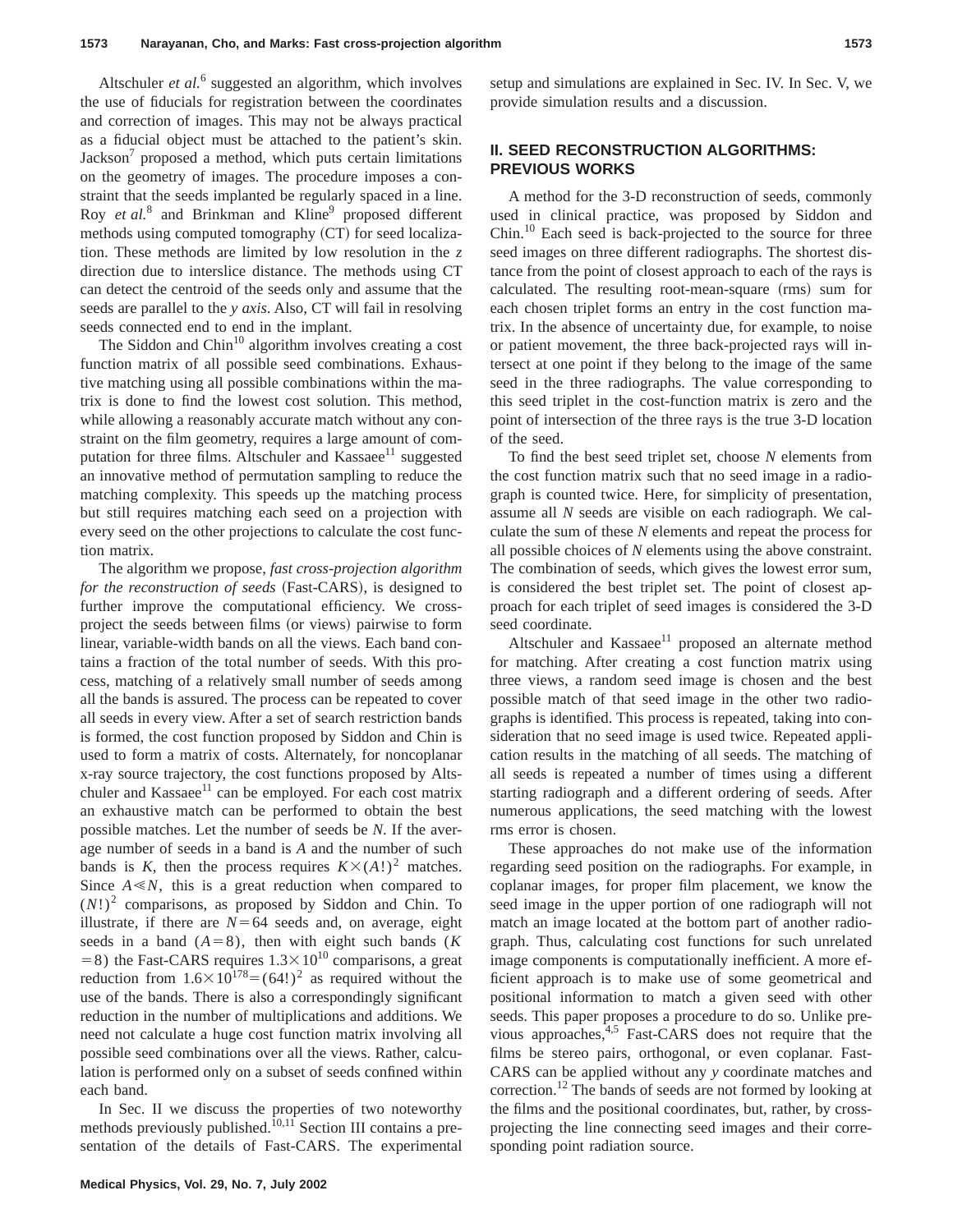Altschuler *et al.*[6] suggested an algorithm, which involves the use of fiducials for registration between the coordinates and correction of images. This may not be always practical as a fiducial object must be attached to the patient's skin. Jackson[7] proposed a method, which puts certain limitations on the geometry of images. The procedure imposes a constraint that the seeds implanted be regularly spaced in a line. Roy *et al.*[8] and Brinkman and Kline[9] proposed different methods using computed tomography (CT) for seed localization. These methods are limited by low resolution in the *z* direction due to interslice distance. The methods using CT can detect the centroid of the seeds only and assume that the seeds are parallel to the *y axis*. Also, CT will fail in resolving seeds connected end to end in the implant.

The Siddon and Chin[10] algorithm involves creating a cost function matrix of all possible seed combinations. Exhaustive matching using all possible combinations within the matrix is done to find the lowest cost solution. This method, while allowing a reasonably accurate match without any constraint on the film geometry, requires a large amount of computation for three films. Altschuler and Kassaee[11] suggested an innovative method of permutation sampling to reduce the matching complexity. This speeds up the matching process but still requires matching each seed on a projection with every seed on the other projections to calculate the cost function matrix.

The algorithm we propose, *fast cross-projection algorithm for the reconstruction of seeds* (Fast-CARS), is designed to further improve the computational efficiency. We cross-project the seeds between films (or views) pairwise to form linear, variable-width bands on all the views. Each band contains a fraction of the total number of seeds. With this process, matching of a relatively small number of seeds among all the bands is assured. The process can be repeated to cover all seeds in every view. After a set of search restriction bands is formed, the cost function proposed by Siddon and Chin is used to form a matrix of costs. Alternately, for noncoplanar x-ray source trajectory, the cost functions proposed by Altschuler and Kassaee[11] can be employed. For each cost matrix an exhaustive match can be performed to obtain the best possible matches. Let the number of seeds be $N$. If the average number of seeds in a band is $A$ and the number of such bands is $K$, then the process requires $K\times(A!)^2$ matches. Since $A\ll N$, this is a great reduction when compared to $(N!)^2$ comparisons, as proposed by Siddon and Chin. To illustrate, if there are $N=64$ seeds and, on average, eight seeds in a band ($A=8$), then with eight such bands ($K=8$) the Fast-CARS requires $1.3\times10^{10}$ comparisons, a great reduction from $1.6\times10^{178}=(64!)^2$ as required without the use of the bands. There is also a correspondingly significant reduction in the number of multiplications and additions. We need not calculate a huge cost function matrix involving all possible seed combinations over all the views. Rather, calculation is performed only on a subset of seeds confined within each band.

In Sec. II we discuss the properties of two noteworthy methods previously published.[10,11] Section III contains a presentation of the details of Fast-CARS. The experimental setup and simulations are explained in Sec. IV. In Sec. V, we provide simulation results and a discussion.

## II. SEED RECONSTRUCTION ALGORITHMS: PREVIOUS WORKS

A method for the 3-D reconstruction of seeds, commonly used in clinical practice, was proposed by Siddon and Chin.[10] Each seed is back-projected to the source for three seed images on three different radiographs. The shortest distance from the point of closest approach to each of the rays is calculated. The resulting root-mean-square (rms) sum for each chosen triplet forms an entry in the cost function matrix. In the absence of uncertainty due, for example, to noise or patient movement, the three back-projected rays will intersect at one point if they belong to the image of the same seed in the three radiographs. The value corresponding to this seed triplet in the cost-function matrix is zero and the point of intersection of the three rays is the true 3-D location of the seed.

To find the best seed triplet set, choose $N$ elements from the cost function matrix such that no seed image in a radiograph is counted twice. Here, for simplicity of presentation, assume all $N$ seeds are visible on each radiograph. We calculate the sum of these $N$ elements and repeat the process for all possible choices of $N$ elements using the above constraint. The combination of seeds, which gives the lowest error sum, is considered the best triplet set. The point of closest approach for each triplet of seed images is considered the 3-D seed coordinate.

Altschuler and Kassaee[11] proposed an alternate method for matching. After creating a cost function matrix using three views, a random seed image is chosen and the best possible match of that seed image in the other two radiographs is identified. This process is repeated, taking into consideration that no seed image is used twice. Repeated application results in the matching of all seeds. The matching of all seeds is repeated a number of times using a different starting radiograph and a different ordering of seeds. After numerous applications, the seed matching with the lowest rms error is chosen.

These approaches do not make use of the information regarding seed position on the radiographs. For example, in coplanar images, for proper film placement, we know the seed image in the upper portion of one radiograph will not match an image located at the bottom part of another radiograph. Thus, calculating cost functions for such unrelated image components is computationally inefficient. A more efficient approach is to make use of some geometrical and positional information to match a given seed with other seeds. This paper proposes a procedure to do so. Unlike previous approaches,[4,5] Fast-CARS does not require that the films be stereo pairs, orthogonal, or even coplanar. Fast-CARS can be applied without any *y* coordinate matches and correction.[12] The bands of seeds are not formed by looking at the films and the positional coordinates, but, rather, by cross-projecting the line connecting seed images and their corresponding point radiation source.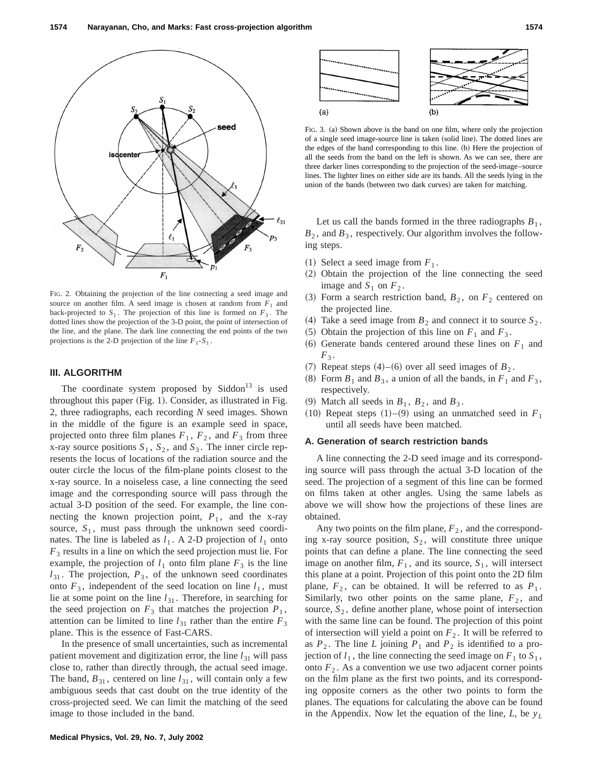FIG. 2. Obtaining the projection of the line connecting a seed image and source on another film. A seed image is chosen at random from $F_1$ and back-projected to $S_1$. The projection of this line is formed on $F_3$. The dotted lines show the projection of the 3-D point, the point of intersection of the line, and the plane. The dark line connecting the end points of the two projections is the 2-D projection of the line $F_1$-$S_1$.

FIG. 3. (a) Shown above is the band on one film, where only the projection of a single seed image-source line is taken (solid line). The dotted lines are the edges of the band corresponding to this line. (b) Here the projection of all the seeds from the band on the left is shown. As we can see, there are three darker lines corresponding to the projection of the seed-image–source lines. The lighter lines on either side are its bands. All the seeds lying in the union of the bands (between two dark curves) are taken for matching.

## III. ALGORITHM

The coordinate system proposed by Siddon[13] is used throughout this paper (Fig. 1). Consider, as illustrated in Fig. 2, three radiographs, each recording $N$ seed images. Shown in the middle of the figure is an example seed in space, projected onto three film planes $F_1$, $F_2$, and $F_3$ from three x-ray source positions $S_1$, $S_2$, and $S_3$. The inner circle represents the locus of locations of the radiation source and the outer circle the locus of the film-plane points closest to the x-ray source. In a noiseless case, a line connecting the seed image and the corresponding source will pass through the actual 3-D position of the seed. For example, the line connecting the known projection point, $P_1$, and the x-ray source, $S_1$, must pass through the unknown seed coordinates. The line is labeled as $l_1$. A 2-D projection of $l_1$ onto $F_3$ results in a line on which the seed projection must lie. For example, the projection of $l_1$ onto film plane $F_3$ is the line $l_{31}$. The projection, $P_3$, of the unknown seed coordinates onto $F_3$, independent of the seed location on line $l_1$, must lie at some point on the line $l_{31}$. Therefore, in searching for the seed projection on $F_3$ that matches the projection $P_1$, attention can be limited to line $l_{31}$ rather than the entire $F_3$ plane. This is the essence of Fast-CARS.

In the presence of small uncertainties, such as incremental patient movement and digitization error, the line $l_{31}$ will pass close to, rather than directly through, the actual seed image. The band, $B_{31}$, centered on line $l_{31}$, will contain only a few ambiguous seeds that cast doubt on the true identity of the cross-projected seed. We can limit the matching of the seed image to those included in the band.

Let us call the bands formed in the three radiographs $B_1$, $B_2$, and $B_3$, respectively. Our algorithm involves the following steps.

(1) Select a seed image from $F_1$.
(2) Obtain the projection of the line connecting the seed image and $S_1$ on $F_2$.
(3) Form a search restriction band, $B_2$, on $F_2$ centered on the projected line.
(4) Take a seed image from $B_2$ and connect it to source $S_2$.
(5) Obtain the projection of this line on $F_1$ and $F_3$.
(6) Generate bands centered around these lines on $F_1$ and $F_3$.
(7) Repeat steps (4)–(6) over all seed images of $B_2$.
(8) Form $B_1$ and $B_3$, a union of all the bands, in $F_1$ and $F_3$, respectively.
(9) Match all seeds in $B_1$, $B_2$, and $B_3$.
(10) Repeat steps (1)–(9) using an unmatched seed in $F_1$ until all seeds have been matched.

### A. Generation of search restriction bands

A line connecting the 2-D seed image and its corresponding source will pass through the actual 3-D location of the seed. The projection of a segment of this line can be formed on films taken at other angles. Using the same labels as above we will show how the projections of these lines are obtained.

Any two points on the film plane, $F_2$, and the corresponding x-ray source position, $S_2$, will constitute three unique points that can define a plane. The line connecting the seed image on another film, $F_1$, and its source, $S_1$, will intersect this plane at a point. Projection of this point onto the 2D film plane, $F_2$, can be obtained. It will be referred to as $P_1$. Similarly, two other points on the same plane, $F_2$, and source, $S_2$, define another plane, whose point of intersection with the same line can be found. The projection of this point of intersection will yield a point on $F_2$. It will be referred to as $P_2$. The line $L$ joining $P_1$ and $P_2$ is identified to a projection of $l_1$, the line connecting the seed image on $F_1$ to $S_1$, onto $F_2$. As a convention we use two adjacent corner points on the film plane as the first two points, and its corresponding opposite corners as the other two points to form the planes. The equations for calculating the above can be found in the Appendix. Now let the equation of the line, $L$, be $y_L$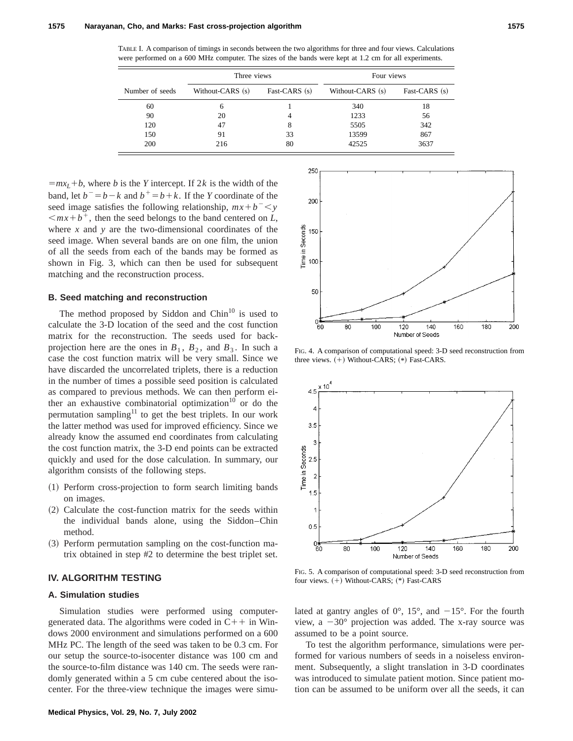TABLE I. A comparison of timings in seconds between the two algorithms for three and four views. Calculations were performed on a 600 MHz computer. The sizes of the bands were kept at 1.2 cm for all experiments.

| Number of seeds | Three views | | Four views | |
|---|---|---|---|---|
| | Without-CARS (s) | Fast-CARS (s) | Without-CARS (s) | Fast-CARS (s) |
| 60 | 6 | 1 | 340 | 18 |
| 90 | 20 | 4 | 1233 | 56 |
| 120 | 47 | 8 | 5505 | 342 |
| 150 | 91 | 33 | 13599 | 867 |
| 200 | 216 | 80 | 42525 | 3637 |

$=mx_L+b$, where $b$ is the $Y$ intercept. If $2k$ is the width of the band, let $b^-=b-k$ and $b^+=b+k$. If the $Y$ coordinate of the seed image satisfies the following relationship, $mx+b^-<y<mx+b^+$, then the seed belongs to the band centered on $L$, where $x$ and $y$ are the two-dimensional coordinates of the seed image. When several bands are on one film, the union of all the seeds from each of the bands may be formed as shown in Fig. 3, which can then be used for subsequent matching and the reconstruction process.

### B. Seed matching and reconstruction

The method proposed by Siddon and Chin[10] is used to calculate the 3-D location of the seed and the cost function matrix for the reconstruction. The seeds used for back-projection here are the ones in $B_1$, $B_2$, and $B_3$. In such a case the cost function matrix will be very small. Since we have discarded the uncorrelated triplets, there is a reduction in the number of times a possible seed position is calculated as compared to previous methods. We can then perform either an exhaustive combinatorial optimization[10] or do the permutation sampling[11] to get the best triplets. In our work the latter method was used for improved efficiency. Since we already know the assumed end coordinates from calculating the cost function matrix, the 3-D end points can be extracted quickly and used for the dose calculation. In summary, our algorithm consists of the following steps.

(1) Perform cross-projection to form search limiting bands on images.
(2) Calculate the cost-function matrix for the seeds within the individual bands alone, using the Siddon–Chin method.
(3) Perform permutation sampling on the cost-function matrix obtained in step #2 to determine the best triplet set.

FIG. 4. A comparison of computational speed: 3-D seed reconstruction from three views. (+) Without-CARS; (*) Fast-CARS.

FIG. 5. A comparison of computational speed: 3-D seed reconstruction from four views. (+) Without-CARS; (*) Fast-CARS

## IV. ALGORITHM TESTING

### A. Simulation studies

Simulation studies were performed using computer-generated data. The algorithms were coded in C++ in Windows 2000 environment and simulations performed on a 600 MHz PC. The length of the seed was taken to be 0.3 cm. For our setup the source-to-isocenter distance was 100 cm and the source-to-film distance was 140 cm. The seeds were randomly generated within a 5 cm cube centered about the isocenter. For the three-view technique the images were simulated at gantry angles of 0°, 15°, and −15°. For the fourth view, a −30° projection was added. The x-ray source was assumed to be a point source.

To test the algorithm performance, simulations were performed for various numbers of seeds in a noiseless environment. Subsequently, a slight translation in 3-D coordinates was introduced to simulate patient motion. Since patient motion can be assumed to be uniform over all the seeds, it can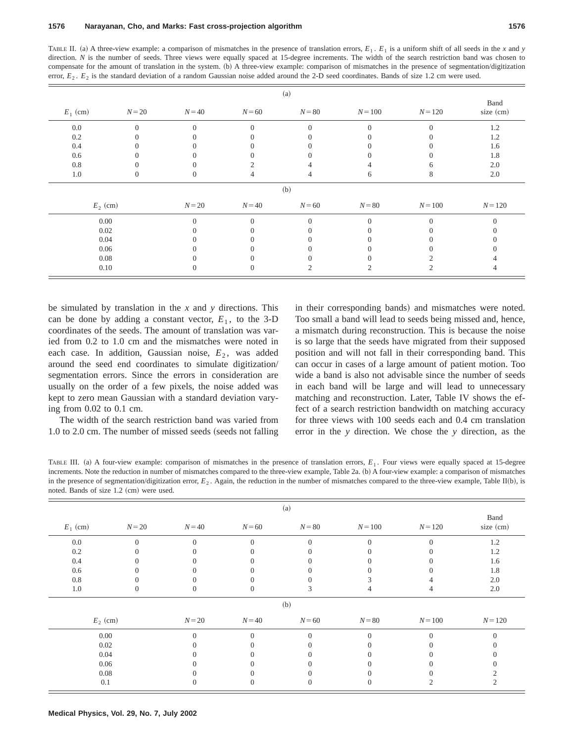TABLE II. (a) A three-view example: a comparison of mismatches in the presence of translation errors, $E_1$. $E_1$ is a uniform shift of all seeds in the $x$ and $y$ direction. $N$ is the number of seeds. Three views were equally spaced at 15-degree increments. The width of the search restriction band was chosen to compensate for the amount of translation in the system. (b) A three-view example: comparison of mismatches in the presence of segmentation/digitization error, $E_2$. $E_2$ is the standard deviation of a random Gaussian noise added around the 2-D seed coordinates. Bands of size 1.2 cm were used.

(a)

| $E_1$ (cm) | $N=20$ | $N=40$ | $N=60$ | $N=80$ | $N=100$ | $N=120$ | Band size (cm) |
|---|---|---|---|---|---|---|---|
| 0.0 | 0 | 0 | 0 | 0 | 0 | 0 | 1.2 |
| 0.2 | 0 | 0 | 0 | 0 | 0 | 0 | 1.2 |
| 0.4 | 0 | 0 | 0 | 0 | 0 | 0 | 1.6 |
| 0.6 | 0 | 0 | 0 | 0 | 0 | 0 | 1.8 |
| 0.8 | 0 | 0 | 2 | 4 | 4 | 6 | 2.0 |
| 1.0 | 0 | 0 | 4 | 4 | 6 | 8 | 2.0 |

(b)

| $E_2$ (cm) | $N=20$ | $N=40$ | $N=60$ | $N=80$ | $N=100$ | $N=120$ |
|---|---|---|---|---|---|---|
| 0.00 | 0 | 0 | 0 | 0 | 0 | 0 |
| 0.02 | 0 | 0 | 0 | 0 | 0 | 0 |
| 0.04 | 0 | 0 | 0 | 0 | 0 | 0 |
| 0.06 | 0 | 0 | 0 | 0 | 0 | 0 |
| 0.08 | 0 | 0 | 0 | 0 | 2 | 4 |
| 0.10 | 0 | 0 | 2 | 2 | 2 | 4 |

be simulated by translation in the $x$ and $y$ directions. This can be done by adding a constant vector, $E_1$, to the 3-D coordinates of the seeds. The amount of translation was varied from 0.2 to 1.0 cm and the mismatches were noted in each case. In addition, Gaussian noise, $E_2$, was added around the seed end coordinates to simulate digitization/segmentation errors. Since the errors in consideration are usually on the order of a few pixels, the noise added was kept to zero mean Gaussian with a standard deviation varying from 0.02 to 0.1 cm.

The width of the search restriction band was varied from 1.0 to 2.0 cm. The number of missed seeds (seeds not falling in their corresponding bands) and mismatches were noted. Too small a band will lead to seeds being missed and, hence, a mismatch during reconstruction. This is because the noise is so large that the seeds have migrated from their supposed position and will not fall in their corresponding band. This can occur in cases of a large amount of patient motion. Too wide a band is also not advisable since the number of seeds in each band will be large and will lead to unnecessary matching and reconstruction. Later, Table IV shows the effect of a search restriction bandwidth on matching accuracy for three views with 100 seeds each and 0.4 cm translation error in the $y$ direction. We chose the $y$ direction, as the

TABLE III. (a) A four-view example: comparison of mismatches in the presence of translation errors, $E_1$. Four views were equally spaced at 15-degree increments. Note the reduction in number of mismatches compared to the three-view example, Table 2a. (b) A four-view example: a comparison of mismatches in the presence of segmentation/digitization error, $E_2$. Again, the reduction in the number of mismatches compared to the three-view example, Table II(b), is noted. Bands of size 1.2 (cm) were used.

(a)

| $E_1$ (cm) | $N=20$ | $N=40$ | $N=60$ | $N=80$ | $N=100$ | $N=120$ | Band size (cm) |
|---|---|---|---|---|---|---|---|
| 0.0 | 0 | 0 | 0 | 0 | 0 | 0 | 1.2 |
| 0.2 | 0 | 0 | 0 | 0 | 0 | 0 | 1.2 |
| 0.4 | 0 | 0 | 0 | 0 | 0 | 0 | 1.6 |
| 0.6 | 0 | 0 | 0 | 0 | 0 | 0 | 1.8 |
| 0.8 | 0 | 0 | 0 | 0 | 3 | 4 | 2.0 |
| 1.0 | 0 | 0 | 0 | 3 | 4 | 4 | 2.0 |

(b)

| $E_2$ (cm) | $N=20$ | $N=40$ | $N=60$ | $N=80$ | $N=100$ | $N=120$ |
|---|---|---|---|---|---|---|
| 0.00 | 0 | 0 | 0 | 0 | 0 | 0 |
| 0.02 | 0 | 0 | 0 | 0 | 0 | 0 |
| 0.04 | 0 | 0 | 0 | 0 | 0 | 0 |
| 0.06 | 0 | 0 | 0 | 0 | 0 | 0 |
| 0.08 | 0 | 0 | 0 | 0 | 0 | 2 |
| 0.1 | 0 | 0 | 0 | 0 | 2 | 2 |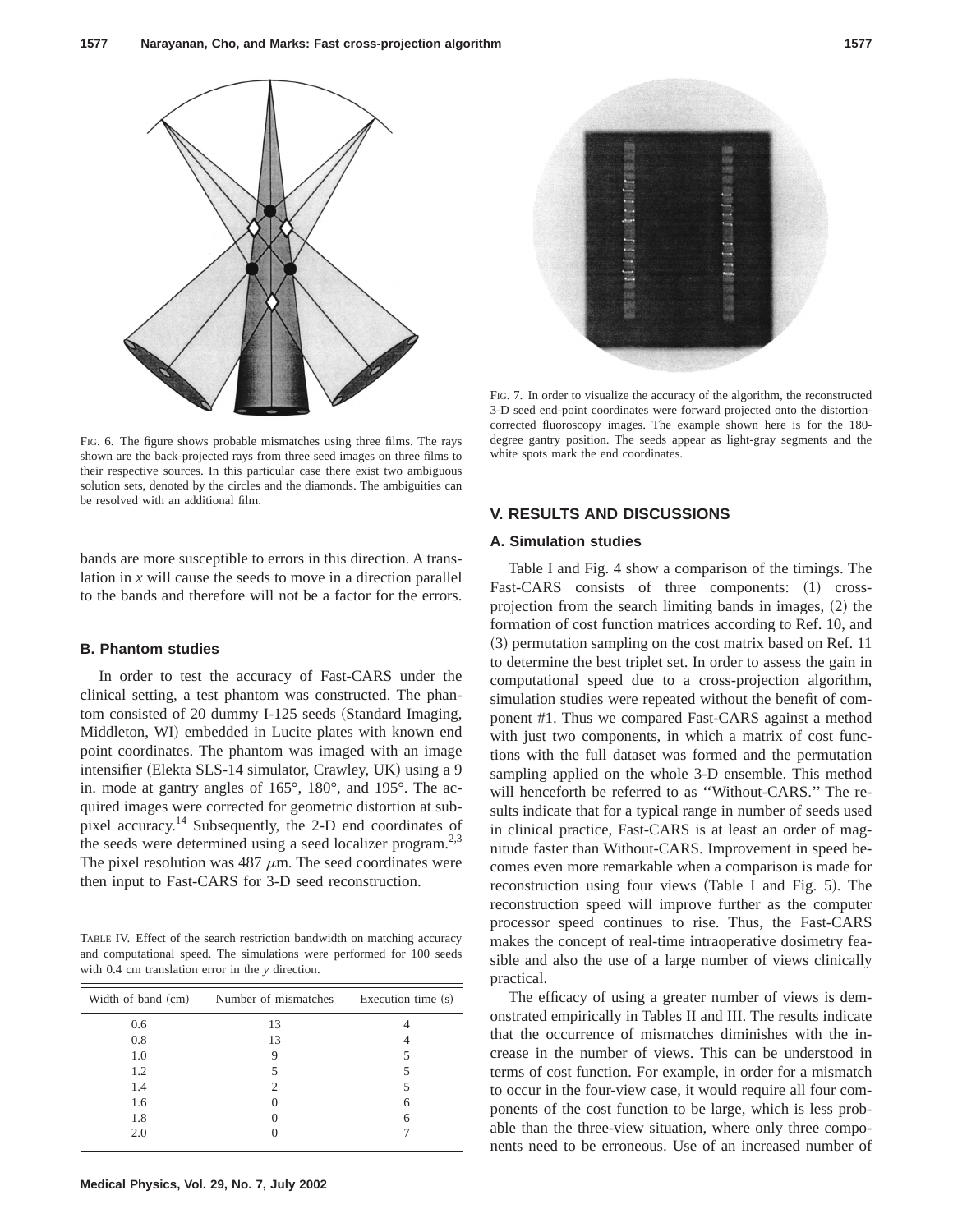FIG. 6. The figure shows probable mismatches using three films. The rays shown are the back-projected rays from three seed images on three films to their respective sources. In this particular case there exist two ambiguous solution sets, denoted by the circles and the diamonds. The ambiguities can be resolved with an additional film.

bands are more susceptible to errors in this direction. A translation in *x* will cause the seeds to move in a direction parallel to the bands and therefore will not be a factor for the errors.

### B. Phantom studies

In order to test the accuracy of Fast-CARS under the clinical setting, a test phantom was constructed. The phantom consisted of 20 dummy I-125 seeds (Standard Imaging, Middleton, WI) embedded in Lucite plates with known end point coordinates. The phantom was imaged with an image intensifier (Elekta SLS-14 simulator, Crawley, UK) using a 9 in. mode at gantry angles of 165°, 180°, and 195°. The acquired images were corrected for geometric distortion at subpixel accuracy.[14] Subsequently, the 2-D end coordinates of the seeds were determined using a seed localizer program.[2,3] The pixel resolution was 487 $\mu$m. The seed coordinates were then input to Fast-CARS for 3-D seed reconstruction.

TABLE IV. Effect of the search restriction bandwidth on matching accuracy and computational speed. The simulations were performed for 100 seeds with 0.4 cm translation error in the *y* direction.

| Width of band (cm) | Number of mismatches | Execution time (s) |
|---|---|---|
| 0.6 | 13 | 4 |
| 0.8 | 13 | 4 |
| 1.0 | 9 | 5 |
| 1.2 | 5 | 5 |
| 1.4 | 2 | 5 |
| 1.6 | 0 | 6 |
| 1.8 | 0 | 6 |
| 2.0 | 0 | 7 |

FIG. 7. In order to visualize the accuracy of the algorithm, the reconstructed 3-D seed end-point coordinates were forward projected onto the distortion-corrected fluoroscopy images. The example shown here is for the 180-degree gantry position. The seeds appear as light-gray segments and the white spots mark the end coordinates.

## V. RESULTS AND DISCUSSIONS

### A. Simulation studies

Table I and Fig. 4 show a comparison of the timings. The Fast-CARS consists of three components: (1) cross-projection from the search limiting bands in images, (2) the formation of cost function matrices according to Ref. 10, and (3) permutation sampling on the cost matrix based on Ref. 11 to determine the best triplet set. In order to assess the gain in computational speed due to a cross-projection algorithm, simulation studies were repeated without the benefit of component #1. Thus we compared Fast-CARS against a method with just two components, in which a matrix of cost functions with the full dataset was formed and the permutation sampling applied on the whole 3-D ensemble. This method will henceforth be referred to as "Without-CARS." The results indicate that for a typical range in number of seeds used in clinical practice, Fast-CARS is at least an order of magnitude faster than Without-CARS. Improvement in speed becomes even more remarkable when a comparison is made for reconstruction using four views (Table I and Fig. 5). The reconstruction speed will improve further as the computer processor speed continues to rise. Thus, the Fast-CARS makes the concept of real-time intraoperative dosimetry feasible and also the use of a large number of views clinically practical.

The efficacy of using a greater number of views is demonstrated empirically in Tables II and III. The results indicate that the occurrence of mismatches diminishes with the increase in the number of views. This can be understood in terms of cost function. For example, in order for a mismatch to occur in the four-view case, it would require all four components of the cost function to be large, which is less probable than the three-view situation, where only three components need to be erroneous. Use of an increased number of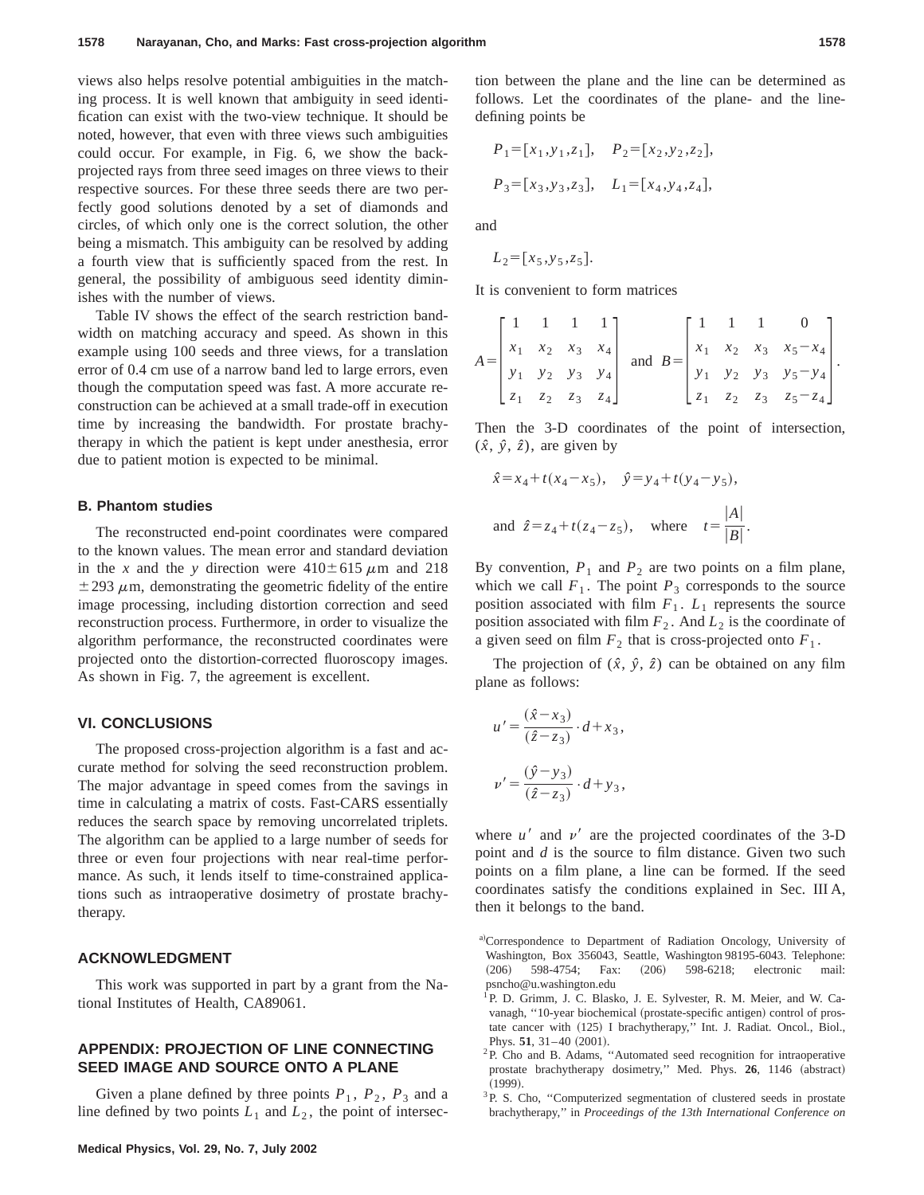views also helps resolve potential ambiguities in the matching process. It is well known that ambiguity in seed identification can exist with the two-view technique. It should be noted, however, that even with three views such ambiguities could occur. For example, in Fig. 6, we show the back-projected rays from three seed images on three views to their respective sources. For these three seeds there are two perfectly good solutions denoted by a set of diamonds and circles, of which only one is the correct solution, the other being a mismatch. This ambiguity can be resolved by adding a fourth view that is sufficiently spaced from the rest. In general, the possibility of ambiguous seed identity diminishes with the number of views.

Table IV shows the effect of the search restriction bandwidth on matching accuracy and speed. As shown in this example using 100 seeds and three views, for a translation error of 0.4 cm use of a narrow band led to large errors, even though the computation speed was fast. A more accurate reconstruction can be achieved at a small trade-off in execution time by increasing the bandwidth. For prostate brachytherapy in which the patient is kept under anesthesia, error due to patient motion is expected to be minimal.

### B. Phantom studies

The reconstructed end-point coordinates were compared to the known values. The mean error and standard deviation in the $x$ and the $y$ direction were $410 \pm 615\ \mu\text{m}$ and $218 \pm 293\ \mu\text{m}$, demonstrating the geometric fidelity of the entire image processing, including distortion correction and seed reconstruction process. Furthermore, in order to visualize the algorithm performance, the reconstructed coordinates were projected onto the distortion-corrected fluoroscopy images. As shown in Fig. 7, the agreement is excellent.

## VI. CONCLUSIONS

The proposed cross-projection algorithm is a fast and accurate method for solving the seed reconstruction problem. The major advantage in speed comes from the savings in time in calculating a matrix of costs. Fast-CARS essentially reduces the search space by removing uncorrelated triplets. The algorithm can be applied to a large number of seeds for three or even four projections with near real-time performance. As such, it lends itself to time-constrained applications such as intraoperative dosimetry of prostate brachytherapy.

## ACKNOWLEDGMENT

This work was supported in part by a grant from the National Institutes of Health, CA89061.

## APPENDIX: PROJECTION OF LINE CONNECTING SEED IMAGE AND SOURCE ONTO A PLANE

Given a plane defined by three points $P_1$, $P_2$, $P_3$ and a line defined by two points $L_1$ and $L_2$, the point of intersection between the plane and the line can be determined as follows. Let the coordinates of the plane- and the line-defining points be

$$P_1=[x_1,y_1,z_1], \quad P_2=[x_2,y_2,z_2],$$

$$P_3=[x_3,y_3,z_3], \quad L_1=[x_4,y_4,z_4],$$

and

$$L_2=[x_5,y_5,z_5].$$

It is convenient to form matrices

$$A=\begin{bmatrix} 1 & 1 & 1 & 1 \\ x_1 & x_2 & x_3 & x_4 \\ y_1 & y_2 & y_3 & y_4 \\ z_1 & z_2 & z_3 & z_4 \end{bmatrix} \quad \text{and} \quad B=\begin{bmatrix} 1 & 1 & 1 & 0 \\ x_1 & x_2 & x_3 & x_5-x_4 \\ y_1 & y_2 & y_3 & y_5-y_4 \\ z_1 & z_2 & z_3 & z_5-z_4 \end{bmatrix}.$$

Then the 3-D coordinates of the point of intersection, $(\hat{x}, \hat{y}, \hat{z})$, are given by

$$\hat{x}=x_4+t(x_4-x_5), \quad \hat{y}=y_4+t(y_4-y_5),$$

$$\text{and } \hat{z}=z_4+t(z_4-z_5), \quad \text{where} \quad t=\frac{|A|}{|B|}.$$

By convention, $P_1$ and $P_2$ are two points on a film plane, which we call $F_1$. The point $P_3$ corresponds to the source position associated with film $F_1$. $L_1$ represents the source position associated with film $F_2$. And $L_2$ is the coordinate of a given seed on film $F_2$ that is cross-projected onto $F_1$.

The projection of $(\hat{x}, \hat{y}, \hat{z})$ can be obtained on any film plane as follows:

$$u'=\frac{(\hat{x}-x_3)}{(\hat{z}-z_3)} \cdot d + x_3,$$

$$v'=\frac{(\hat{y}-y_3)}{(\hat{z}-z_3)} \cdot d + y_3,$$

where $u'$ and $v'$ are the projected coordinates of the 3-D point and $d$ is the source to film distance. Given two such points on a film plane, a line can be formed. If the seed coordinates satisfy the conditions explained in Sec. III A, then it belongs to the band.

[a] Correspondence to Department of Radiation Oncology, University of Washington, Box 356043, Seattle, Washington 98195-6043. Telephone: (206) 598-4754; Fax: (206) 598-6218; electronic mail: pscho@u.washington.edu

[1] P. D. Grimm, J. C. Blasko, J. E. Sylvester, R. M. Meier, and W. Cavanagh, "10-year biochemical (prostate-specific antigen) control of prostate cancer with (125) I brachytherapy," Int. J. Radiat. Oncol., Biol., Phys. **51**, 31–40 (2001).

[2] P. Cho and B. Adams, "Automated seed recognition for intraoperative prostate brachytherapy dosimetry," Med. Phys. **26**, 1146 (abstract) (1999).

[3] P. S. Cho, "Computerized segmentation of clustered seeds in prostate brachytherapy," in *Proceedings of the 13th International Conference on*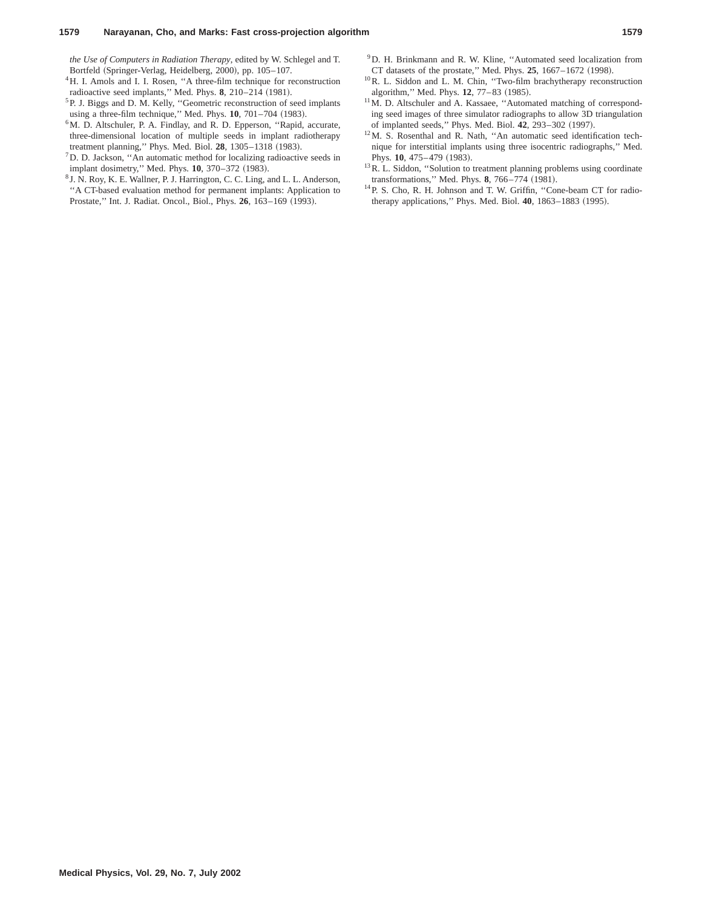*the Use of Computers in Radiation Therapy*, edited by W. Schlegel and T. Bortfeld (Springer-Verlag, Heidelberg, 2000), pp. 105–107.

[4] H. I. Amols and I. I. Rosen, ''A three-film technique for reconstruction radioactive seed implants,'' Med. Phys. **8**, 210–214 (1981).

[5] P. J. Biggs and D. M. Kelly, ''Geometric reconstruction of seed implants using a three-film technique,'' Med. Phys. **10**, 701–704 (1983).

[6] M. D. Altschuler, P. A. Findlay, and R. D. Epperson, ''Rapid, accurate, three-dimensional location of multiple seeds in implant radiotherapy treatment planning,'' Phys. Med. Biol. **28**, 1305–1318 (1983).

[7] D. D. Jackson, ''An automatic method for localizing radioactive seeds in implant dosimetry,'' Med. Phys. **10**, 370–372 (1983).

[8] J. N. Roy, K. E. Wallner, P. J. Harrington, C. C. Ling, and L. L. Anderson, ''A CT-based evaluation method for permanent implants: Application to Prostate,'' Int. J. Radiat. Oncol., Biol., Phys. **26**, 163–169 (1993).

[9] D. H. Brinkmann and R. W. Kline, ''Automated seed localization from CT datasets of the prostate,'' Med. Phys. **25**, 1667–1672 (1998).

[10] R. L. Siddon and L. M. Chin, ''Two-film brachytherapy reconstruction algorithm,'' Med. Phys. **12**, 77–83 (1985).

[11] M. D. Altschuler and A. Kassaee, ''Automated matching of corresponding seed images of three simulator radiographs to allow 3D triangulation of implanted seeds,'' Phys. Med. Biol. **42**, 293–302 (1997).

[12] M. S. Rosenthal and R. Nath, ''An automatic seed identification technique for interstitial implants using three isocentric radiographs,'' Med. Phys. **10**, 475–479 (1983).

[13] R. L. Siddon, ''Solution to treatment planning problems using coordinate transformations,'' Med. Phys. **8**, 766–774 (1981).

[14] P. S. Cho, R. H. Johnson and T. W. Griffin, ''Cone-beam CT for radiotherapy applications,'' Phys. Med. Biol. **40**, 1863–1883 (1995).